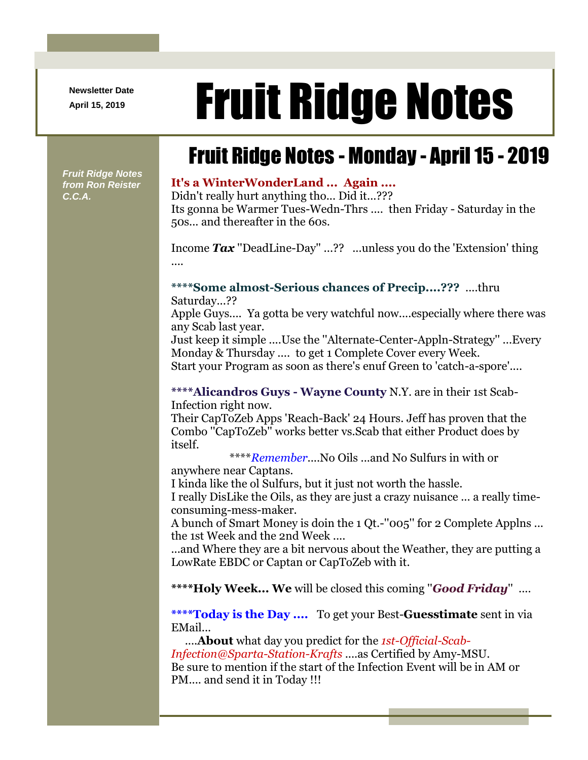Newsletter Date
April 15, 2019

# Fruit Ridge Notes

*Fruit Ridge Notes from Ron Reister C.C.A.*

## Fruit Ridge Notes - Monday - April 15 - 2019

**It's a WinterWonderLand ... Again ....**
Didn't really hurt anything tho... Did it...???
Its gonna be Warmer Tues-Wedn-Thrs .... then Friday - Saturday in the 50s... and thereafter in the 60s.

Income ***Tax*** "DeadLine-Day" ...?? ...unless you do the 'Extension' thing ....

****Some almost-Serious chances of Precip....???** ....thru Saturday...??
Apple Guys.... Ya gotta be very watchful now....especially where there was any Scab last year.
Just keep it simple ....Use the "Alternate-Center-Appln-Strategy" ...Every Monday & Thursday .... to get 1 Complete Cover every Week.
Start your Program as soon as there's enuf Green to 'catch-a-spore'....

****Alicandros Guys - Wayne County** N.Y. are in their 1st Scab-Infection right now.
Their CapToZeb Apps 'Reach-Back' 24 Hours. Jeff has proven that the Combo "CapToZeb" works better vs.Scab that either Product does by itself.
****_Remember_....No Oils ...and No Sulfurs in with or anywhere near Captans.
I kinda like the ol Sulfurs, but it just not worth the hassle.
I really DisLike the Oils, as they are just a crazy nuisance ... a really time-consuming-mess-maker.
A bunch of Smart Money is doin the 1 Qt.-"005" for 2 Complete Applns ... the 1st Week and the 2nd Week ....
...and Where they are a bit nervous about the Weather, they are putting a LowRate EBDC or Captan or CapToZeb with it.

****Holy Week... We** will be closed this coming "***Good Friday***" ....

****Today is the Day ....** To get your Best-**Guesstimate** sent in via EMail...
....**About** what day you predict for the *1st-Official-Scab-Infection@Sparta-Station-Krafts* ....as Certified by Amy-MSU.
Be sure to mention if the start of the Infection Event will be in AM or PM.... and send it in Today !!!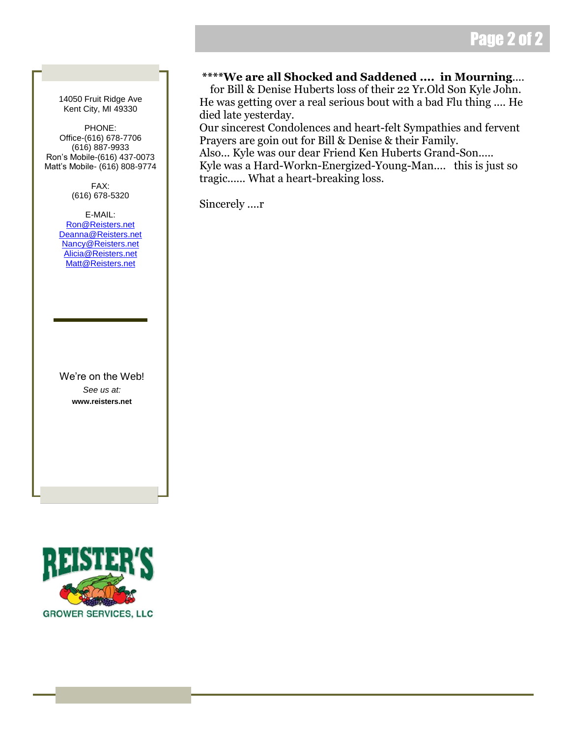14050 Fruit Ridge Ave
Kent City, MI 49330

PHONE:
Office-(616) 678-7706
(616) 887-9933
Ron's Mobile-(616) 437-0073
Matt's Mobile- (616) 808-9774

FAX:
(616) 678-5320

E-MAIL:
Ron@Reisters.net
Deanna@Reisters.net
Nancy@Reisters.net
Alicia@Reisters.net
Matt@Reisters.net

We're on the Web!
*See us at:*
**www.reisters.net**

REISTER'S
GROWER SERVICES, LLC

****We are all Shocked and Saddened .... in Mourning**....
for Bill & Denise Huberts loss of their 22 Yr.Old Son Kyle John. He was getting over a real serious bout with a bad Flu thing .... He died late yesterday.
Our sincerest Condolences and heart-felt Sympathies and fervent Prayers are goin out for Bill & Denise & their Family.
Also... Kyle was our dear Friend Ken Huberts Grand-Son.....
Kyle was a Hard-Workn-Energized-Young-Man.... this is just so tragic...... What a heart-breaking loss.

Sincerely ....r